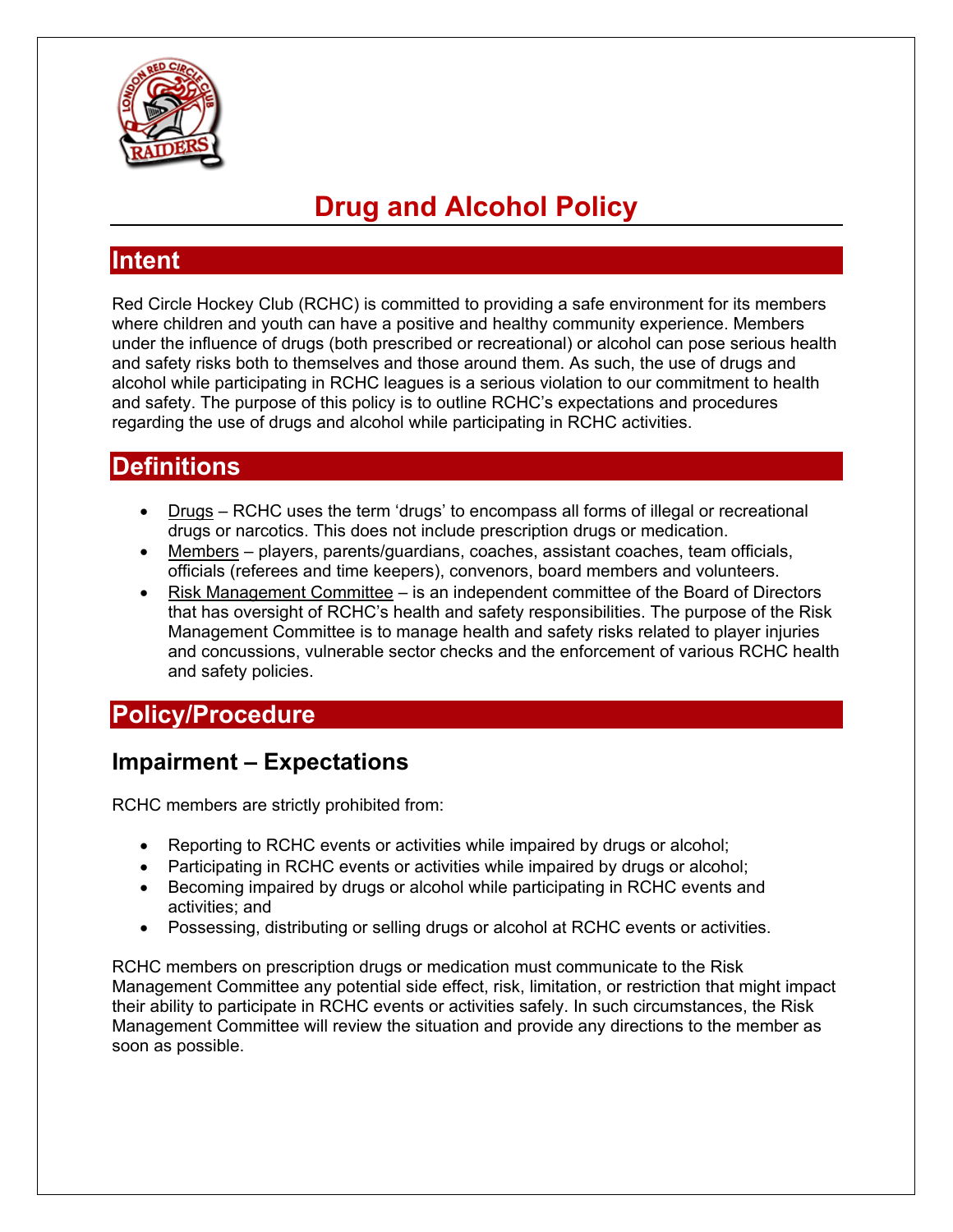# Drug and Alcohol Policy

## Intent

Red Circle Hockey Club (RCHC) is committed to providing a safe environment for its members where children and youth can have a positive and healthy community experience. Members under the influence of drugs (both prescribed or recreational) or alcohol can pose serious health and safety risks both to themselves and those around them. As such, the use of drugs and alcohol while participating in RCHC leagues is a serious violation to our commitment to health and safety. The purpose of this policy is to outline RCHC's expectations and procedures regarding the use of drugs and alcohol while participating in RCHC activities.

## Definitions

- Drugs – RCHC uses the term 'drugs' to encompass all forms of illegal or recreational drugs or narcotics. This does not include prescription drugs or medication.
- Members – players, parents/guardians, coaches, assistant coaches, team officials, officials (referees and time keepers), convenors, board members and volunteers.
- Risk Management Committee – is an independent committee of the Board of Directors that has oversight of RCHC's health and safety responsibilities. The purpose of the Risk Management Committee is to manage health and safety risks related to player injuries and concussions, vulnerable sector checks and the enforcement of various RCHC health and safety policies.

## Policy/Procedure

### Impairment – Expectations

RCHC members are strictly prohibited from:

- Reporting to RCHC events or activities while impaired by drugs or alcohol;
- Participating in RCHC events or activities while impaired by drugs or alcohol;
- Becoming impaired by drugs or alcohol while participating in RCHC events and activities; and
- Possessing, distributing or selling drugs or alcohol at RCHC events or activities.

RCHC members on prescription drugs or medication must communicate to the Risk Management Committee any potential side effect, risk, limitation, or restriction that might impact their ability to participate in RCHC events or activities safely. In such circumstances, the Risk Management Committee will review the situation and provide any directions to the member as soon as possible.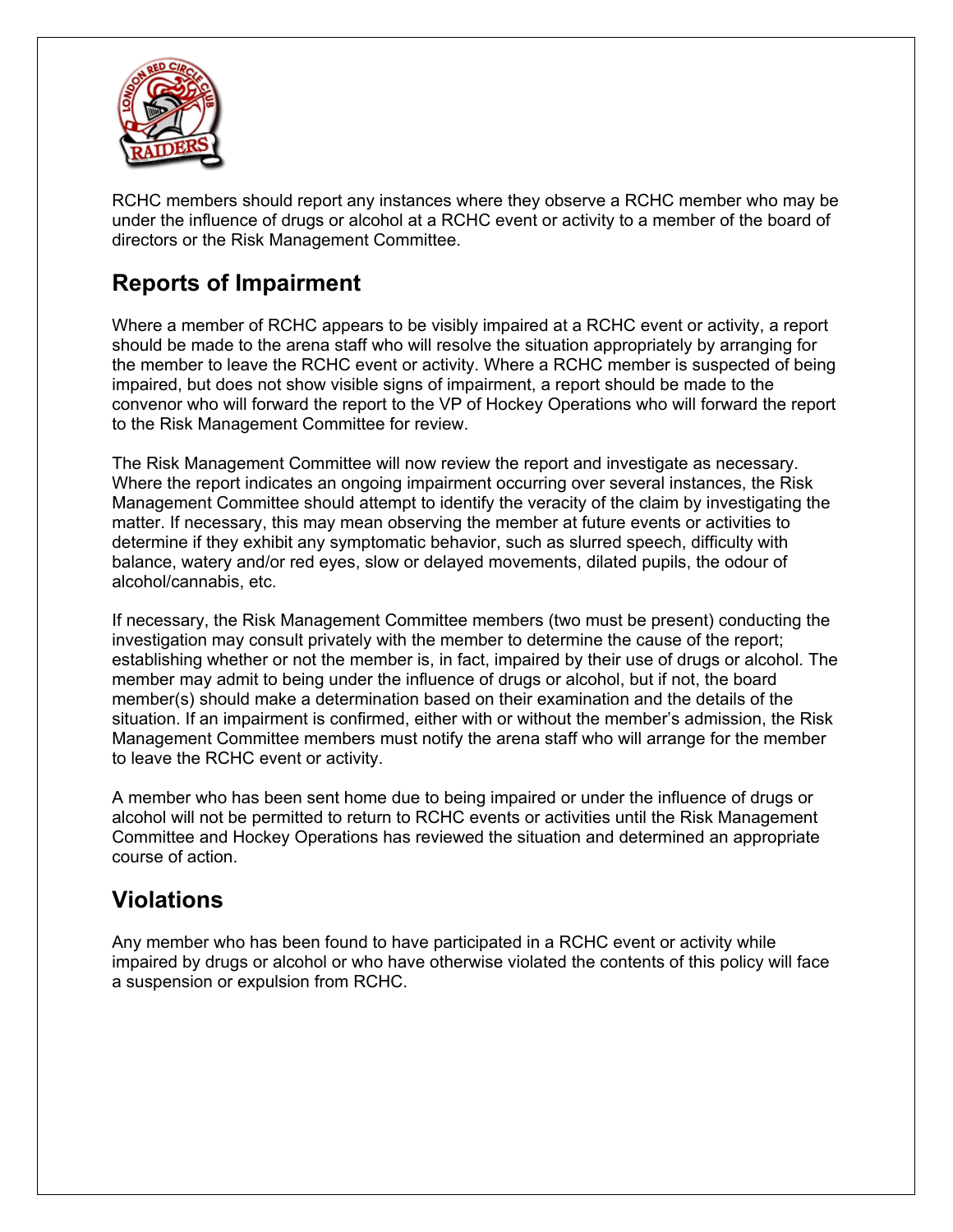RCHC members should report any instances where they observe a RCHC member who may be under the influence of drugs or alcohol at a RCHC event or activity to a member of the board of directors or the Risk Management Committee.

## Reports of Impairment

Where a member of RCHC appears to be visibly impaired at a RCHC event or activity, a report should be made to the arena staff who will resolve the situation appropriately by arranging for the member to leave the RCHC event or activity. Where a RCHC member is suspected of being impaired, but does not show visible signs of impairment, a report should be made to the convenor who will forward the report to the VP of Hockey Operations who will forward the report to the Risk Management Committee for review.

The Risk Management Committee will now review the report and investigate as necessary. Where the report indicates an ongoing impairment occurring over several instances, the Risk Management Committee should attempt to identify the veracity of the claim by investigating the matter. If necessary, this may mean observing the member at future events or activities to determine if they exhibit any symptomatic behavior, such as slurred speech, difficulty with balance, watery and/or red eyes, slow or delayed movements, dilated pupils, the odour of alcohol/cannabis, etc.

If necessary, the Risk Management Committee members (two must be present) conducting the investigation may consult privately with the member to determine the cause of the report; establishing whether or not the member is, in fact, impaired by their use of drugs or alcohol. The member may admit to being under the influence of drugs or alcohol, but if not, the board member(s) should make a determination based on their examination and the details of the situation. If an impairment is confirmed, either with or without the member's admission, the Risk Management Committee members must notify the arena staff who will arrange for the member to leave the RCHC event or activity.

A member who has been sent home due to being impaired or under the influence of drugs or alcohol will not be permitted to return to RCHC events or activities until the Risk Management Committee and Hockey Operations has reviewed the situation and determined an appropriate course of action.

## Violations

Any member who has been found to have participated in a RCHC event or activity while impaired by drugs or alcohol or who have otherwise violated the contents of this policy will face a suspension or expulsion from RCHC.